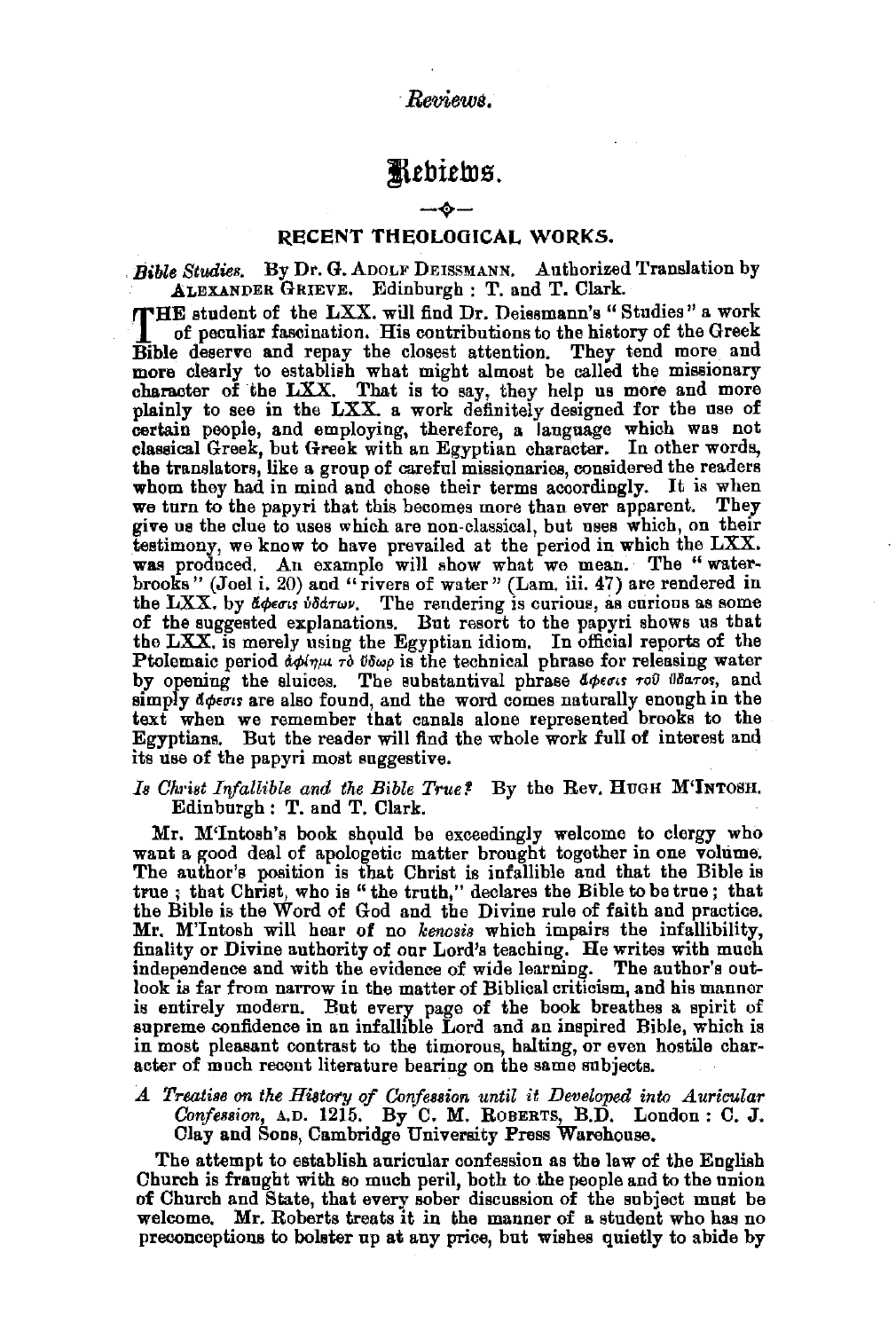# Reviews.

## RECENT THEOLOGICAL WORKS.

*Bible Studies.* By Dr. G. Adolf Deissmann. Authorized Translation by Alexander Grieve. Edinburgh: T. and T. Clark.

The student of the LXX. will find Dr. Deissmann's "Studies" a work of peculiar fascination. His contributions to the history of the Greek Bible deserve and repay the closest attention. They tend more and more clearly to establish what might almost be called the missionary character of the LXX. That is to say, they help us more and more plainly to see in the LXX. a work definitely designed for the use of certain people, and employing, therefore, a language which was not classical Greek, but Greek with an Egyptian character. In other words, the translators, like a group of careful missionaries, considered the readers whom they had in mind and chose their terms accordingly. It is when we turn to the papyri that this becomes more than ever apparent. They give us the clue to uses which are non-classical, but uses which, on their testimony, we know to have prevailed at the period in which the LXX. was produced. An example will show what we mean. The "water-brooks" (Joel i. 20) and "rivers of water" (Lam. iii. 47) are rendered in the LXX. by ἄφεσις ὑδάτων. The rendering is curious, as curious as some of the suggested explanations. But resort to the papyri shows us that the LXX. is merely using the Egyptian idiom. In official reports of the Ptolemaic period ἀφίημι τὸ ὕδωρ is the technical phrase for releasing water by opening the sluices. The substantival phrase ἄφεσις τοῦ ὕδατος, and simply ἄφεσις are also found, and the word comes naturally enough in the text when we remember that canals alone represented brooks to the Egyptians. But the reader will find the whole work full of interest and its use of the papyri most suggestive.

*Is Christ Infallible and the Bible True?* By the Rev. Hugh M'Intosh. Edinburgh: T. and T. Clark.

Mr. M'Intosh's book should be exceedingly welcome to clergy who want a good deal of apologetic matter brought together in one volume. The author's position is that Christ is infallible and that the Bible is true; that Christ, who is "the truth," declares the Bible to be true; that the Bible is the Word of God and the Divine rule of faith and practice. Mr. M'Intosh will hear of no *kenosis* which impairs the infallibility, finality or Divine authority of our Lord's teaching. He writes with much independence and with the evidence of wide learning. The author's outlook is far from narrow in the matter of Biblical criticism, and his manner is entirely modern. But every page of the book breathes a spirit of supreme confidence in an infallible Lord and an inspired Bible, which is in most pleasant contrast to the timorous, halting, or even hostile character of much recent literature bearing on the same subjects.

*A Treatise on the History of Confession until it Developed into Auricular Confession,* A.D. 1215. By C. M. Roberts, B.D. London: C. J. Clay and Sons, Cambridge University Press Warehouse.

The attempt to establish auricular confession as the law of the English Church is fraught with so much peril, both to the people and to the union of Church and State, that every sober discussion of the subject must be welcome. Mr. Roberts treats it in the manner of a student who has no preconceptions to bolster up at any price, but wishes quietly to abide by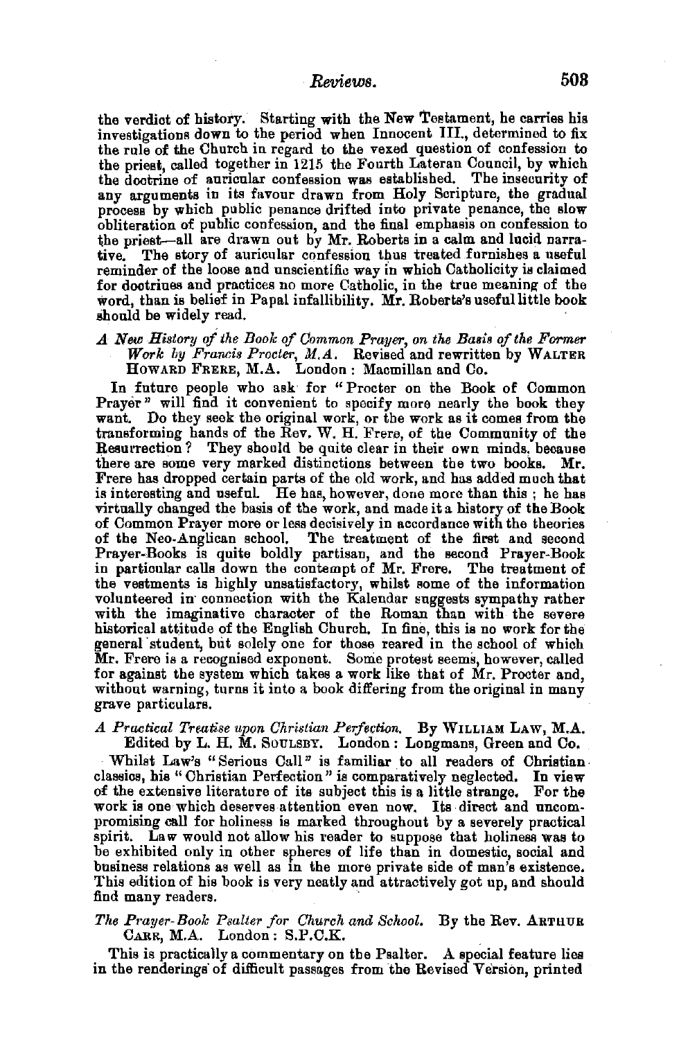the verdict of history. Starting with the New Testament, he carries his investigations down to the period when Innocent III., determined to fix the rule of the Church in regard to the vexed question of confession to the priest, called together in 1215 the Fourth Lateran Council, by which the doctrine of auricular confession was established. The insecurity of any arguments in its favour drawn from Holy Scripture, the gradual process by which public penance drifted into private penance, the slow obliteration of public confession, and the final emphasis on confession to the priest—all are drawn out by Mr. Roberts in a calm and lucid narrative. The story of auricular confession thus treated furnishes a useful reminder of the loose and unscientific way in which Catholicity is claimed for doctrines and practices no more Catholic, in the true meaning of the word, than is belief in Papal infallibility. Mr. Roberts's useful little book should be widely read.

*A New History of the Book of Common Prayer, on the Basis of the Former Work by Francis Procter, M.A.* Revised and rewritten by WALTER HOWARD FRERE, M.A. London: Macmillan and Co.

In future people who ask for "Procter on the Book of Common Prayer" will find it convenient to specify more nearly the book they want. Do they seek the original work, or the work as it comes from the transforming hands of the Rev. W. H. Frere, of the Community of the Resurrection? They should be quite clear in their own minds, because there are some very marked distinctions between the two books. Mr. Frere has dropped certain parts of the old work, and has added much that is interesting and useful. He has, however, done more than this; he has virtually changed the basis of the work, and made it a history of the Book of Common Prayer more or less decisively in accordance with the theories of the Neo-Anglican school. The treatment of the first and second Prayer-Books is quite boldly partisan, and the second Prayer-Book in particular calls down the contempt of Mr. Frere. The treatment of the vestments is highly unsatisfactory, whilst some of the information volunteered in connection with the Kalendar suggests sympathy rather with the imaginative character of the Roman than with the severe historical attitude of the English Church. In fine, this is no work for the general student, but solely one for those reared in the school of which Mr. Frere is a recognised exponent. Some protest seems, however, called for against the system which takes a work like that of Mr. Procter and, without warning, turns it into a book differing from the original in many grave particulars.

*A Practical Treatise upon Christian Perfection.* By WILLIAM LAW, M.A. Edited by L. H. M. SOULSBY. London: Longmans, Green and Co.

Whilst Law's "Serious Call" is familiar to all readers of Christian classics, his "Christian Perfection" is comparatively neglected. In view of the extensive literature of its subject this is a little strange. For the work is one which deserves attention even now. Its direct and uncompromising call for holiness is marked throughout by a severely practical spirit. Law would not allow his reader to suppose that holiness was to be exhibited only in other spheres of life than in domestic, social and business relations as well as in the more private side of man's existence. This edition of his book is very neatly and attractively got up, and should find many readers.

*The Prayer-Book Psalter for Church and School.* By the Rev. ARTHUR CARR, M.A. London: S.P.C.K.

This is practically a commentary on the Psalter. A special feature lies in the renderings of difficult passages from the Revised Version, printed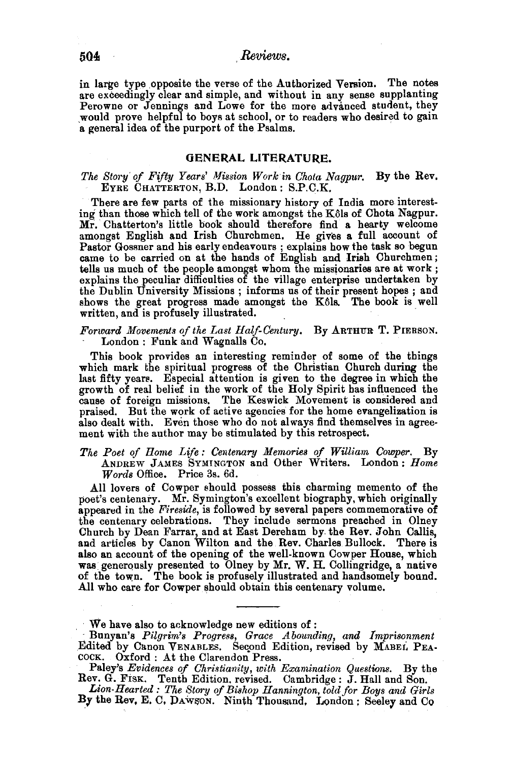in large type opposite the verse of the Authorized Version. The notes are exceedingly clear and simple, and without in any sense supplanting Perowne or Jennings and Lowe for the more advanced student, they would prove helpful to boys at school, or to readers who desired to gain a general idea of the purport of the Psalms.

## GENERAL LITERATURE.

*The Story of Fifty Years' Mission Work in Chota Nagpur.* By the Rev. EYRE CHATTERTON, B.D. London: S.P.C.K.

There are few parts of the missionary history of India more interesting than those which tell of the work amongst the Kôls of Chota Nagpur. Mr. Chatterton's little book should therefore find a hearty welcome amongst English and Irish Churchmen. He gives a full account of Pastor Gossner and his early endeavours; explains how the task so begun came to be carried on at the hands of English and Irish Churchmen; tells us much of the people amongst whom the missionaries are at work; explains the peculiar difficulties of the village enterprise undertaken by the Dublin University Missions; informs us of their present hopes; and shows the great progress made amongst the Kôls. The book is well written, and is profusely illustrated.

*Forward Movements of the Last Half-Century.* By ARTHUR T. PIERSON. London: Funk and Wagnalls Co.

This book provides an interesting reminder of some of the things which mark the spiritual progress of the Christian Church during the last fifty years. Especial attention is given to the degree in which the growth of real belief in the work of the Holy Spirit has influenced the cause of foreign missions. The Keswick Movement is considered and praised. But the work of active agencies for the home evangelization is also dealt with. Even those who do not always find themselves in agreement with the author may be stimulated by this retrospect.

*The Poet of Home Life: Centenary Memories of William Cowper.* By ANDREW JAMES SYMINGTON and Other Writers. London: *Home Words* Office. Price 3s. 6d.

All lovers of Cowper should possess this charming memento of the poet's centenary. Mr. Symington's excellent biography, which originally appeared in the *Fireside*, is followed by several papers commemorative of the centenary celebrations. They include sermons preached in Olney Church by Dean Farrar, and at East Dereham by the Rev. John Callis, and articles by Canon Wilton and the Rev. Charles Bullock. There is also an account of the opening of the well-known Cowper House, which was generously presented to Olney by Mr. W. H. Collingridge, a native of the town. The book is profusely illustrated and handsomely bound. All who care for Cowper should obtain this centenary volume.

---

We have also to acknowledge new editions of:

Bunyan's *Pilgrim's Progress, Grace Abounding, and Imprisonment* Edited by Canon VENABLES. Second Edition, revised by MABEL PEACOCK. Oxford: At the Clarendon Press.

Paley's *Evidences of Christianity, with Examination Questions.* By the Rev. G. FISK. Tenth Edition, revised. Cambridge: J. Hall and Son.

*Lion-Hearted: The Story of Bishop Hannington, told for Boys and Girls* By the Rev. E. C. DAWSON. Ninth Thousand. London: Seeley and Co